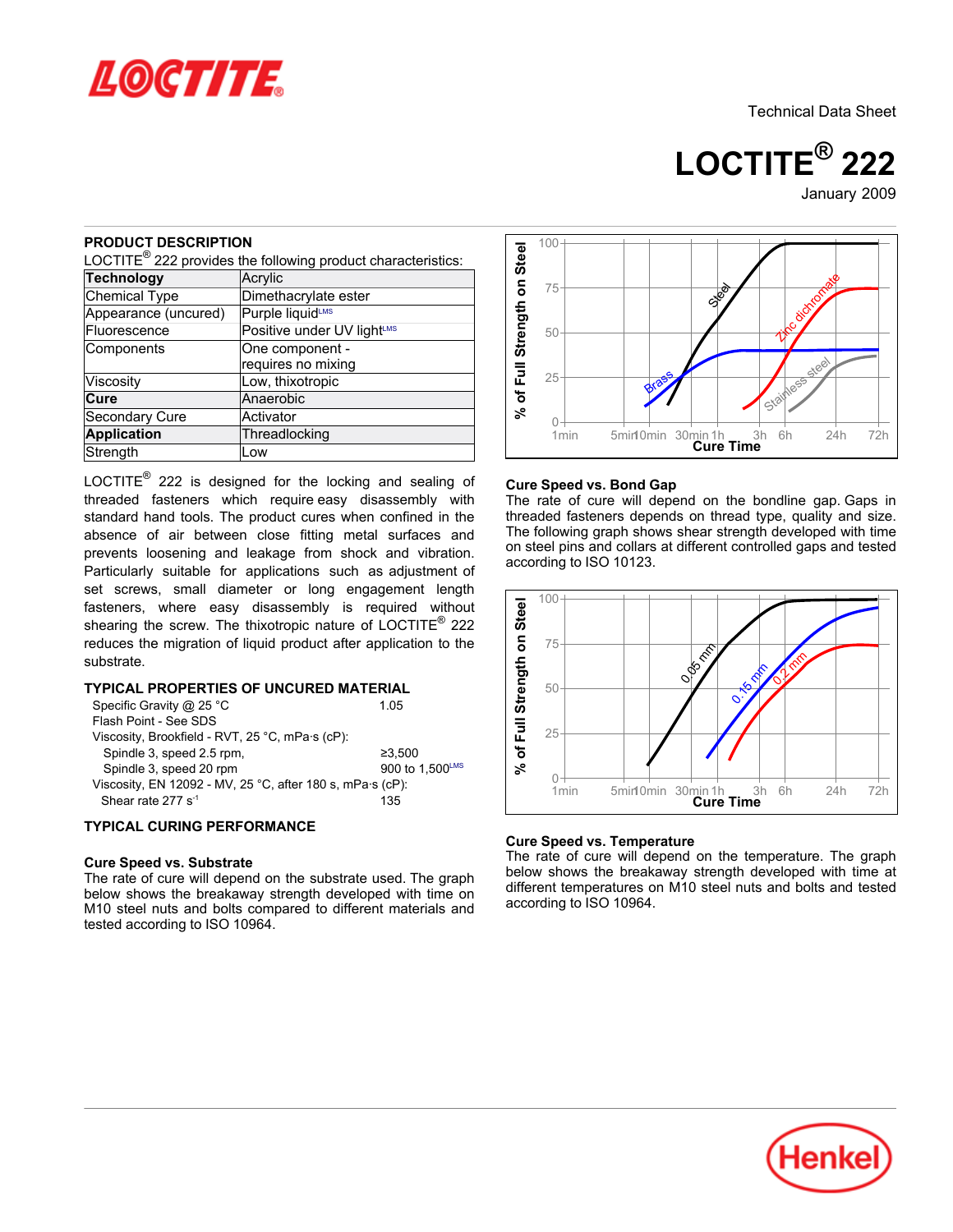Technical Data Sheet

# LOCTITE® 222

January 2009

## PRODUCT DESCRIPTION

LOCTITE® 222 provides the following product characteristics:

| **Technology** | Acrylic |
|---|---|
| Chemical Type | Dimethacrylate ester |
| Appearance (uncured) | Purple liquid[LMS] |
| Fluorescence | Positive under UV light[LMS] |
| Components | One component - requires no mixing |
| Viscosity | Low, thixotropic |
| **Cure** | Anaerobic |
| Secondary Cure | Activator |
| **Application** | Threadlocking |
| Strength | Low |

LOCTITE® 222 is designed for the locking and sealing of threaded fasteners which require easy disassembly with standard hand tools. The product cures when confined in the absence of air between close fitting metal surfaces and prevents loosening and leakage from shock and vibration. Particularly suitable for applications such as adjustment of set screws, small diameter or long engagement length fasteners, where easy disassembly is required without shearing the screw. The thixotropic nature of LOCTITE® 222 reduces the migration of liquid product after application to the substrate.

## TYPICAL PROPERTIES OF UNCURED MATERIAL

| | |
|---|---|
| Specific Gravity @ 25 °C | 1.05 |
| Flash Point - See SDS | |
| Viscosity, Brookfield - RVT, 25 °C, mPa·s (cP): | |
| Spindle 3, speed 2.5 rpm, | ≥3,500 |
| Spindle 3, speed 20 rpm | 900 to 1,500[LMS] |
| Viscosity, EN 12092 - MV, 25 °C, after 180 s, mPa·s (cP): | |
| Shear rate 277 $s^{-1}$ | 135 |

## TYPICAL CURING PERFORMANCE

### Cure Speed vs. Substrate

The rate of cure will depend on the substrate used. The graph below shows the breakaway strength developed with time on M10 steel nuts and bolts compared to different materials and tested according to ISO 10964.

### Cure Speed vs. Bond Gap

The rate of cure will depend on the bondline gap. Gaps in threaded fasteners depends on thread type, quality and size. The following graph shows shear strength developed with time on steel pins and collars at different controlled gaps and tested according to ISO 10123.

### Cure Speed vs. Temperature

The rate of cure will depend on the temperature. The graph below shows the breakaway strength developed with time at different temperatures on M10 steel nuts and bolts and tested according to ISO 10964.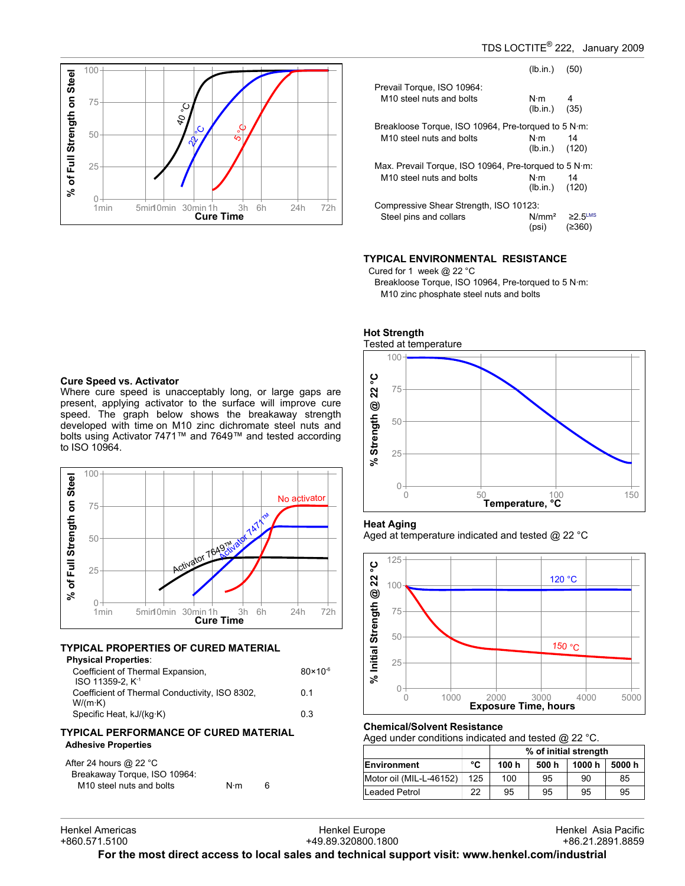### Cure Speed vs. Activator

Where cure speed is unacceptably long, or large gaps are present, applying activator to the surface will improve cure speed. The graph below shows the breakaway strength developed with time on M10 zinc dichromate steel nuts and bolts using Activator 7471™ and 7649™ and tested according to ISO 10964.

## TYPICAL PROPERTIES OF CURED MATERIAL

**Physical Properties**:

| | |
|---|---|
| Coefficient of Thermal Expansion, ISO 11359-2, $K^{-1}$ | $80×10^{-6}$ |
| Coefficient of Thermal Conductivity, ISO 8302, W/(m·K) | 0.1 |
| Specific Heat, kJ/(kg·K) | 0.3 |

## TYPICAL PERFORMANCE OF CURED MATERIAL

**Adhesive Properties**

After 24 hours @ 22 °C

| | | |
|---|---|---|
| Breakaway Torque, ISO 10964: | | |
| M10 steel nuts and bolts | N·m | 6 |
| | (lb.in.) | (50) |
| Prevail Torque, ISO 10964: | | |
| M10 steel nuts and bolts | N·m | 4 |
| | (lb.in.) | (35) |
| Breakloose Torque, ISO 10964, Pre-torqued to 5 N·m: | | |
| M10 steel nuts and bolts | N·m | 14 |
| | (lb.in.) | (120) |
| Max. Prevail Torque, ISO 10964, Pre-torqued to 5 N·m: | | |
| M10 steel nuts and bolts | N·m | 14 |
| | (lb.in.) | (120) |
| Compressive Shear Strength, ISO 10123: | | |
| Steel pins and collars | N/mm² | ≥2.5[LMS] |
| | (psi) | (≥360) |

## TYPICAL ENVIRONMENTAL RESISTANCE

Cured for 1 week @ 22 °C

Breakloose Torque, ISO 10964, Pre-torqued to 5 N·m:

M10 zinc phosphate steel nuts and bolts

### Hot Strength

Tested at temperature

### Heat Aging

Aged at temperature indicated and tested @ 22 °C

### Chemical/Solvent Resistance

Aged under conditions indicated and tested @ 22 °C.

| Environment | °C | % of initial strength | | | |
|---|---|---|---|---|---|
| | | 100 h | 500 h | 1000 h | 5000 h |
| Motor oil (MIL-L-46152) | 125 | 100 | 95 | 90 | 85 |
| Leaded Petrol | 22 | 95 | 95 | 95 | 95 |

Henkel Americas +860.571.5100 | Henkel Europe +49.89.320800.1800 | Henkel Asia Pacific +86.21.2891.8859

**For the most direct access to local sales and technical support visit: www.henkel.com/industrial**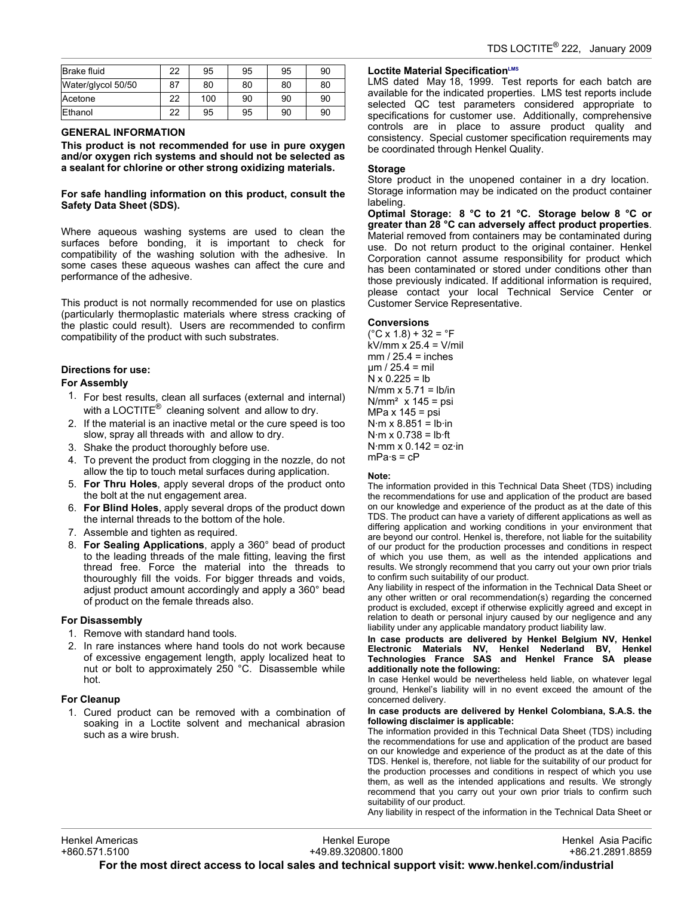| | | | | | |
|---|---|---|---|---|---|
| Brake fluid | 22 | 95 | 95 | 95 | 90 |
| Water/glycol 50/50 | 87 | 80 | 80 | 80 | 80 |
| Acetone | 22 | 100 | 90 | 90 | 90 |
| Ethanol | 22 | 95 | 95 | 90 | 90 |

**GENERAL INFORMATION**

**This product is not recommended for use in pure oxygen and/or oxygen rich systems and should not be selected as a sealant for chlorine or other strong oxidizing materials.**

**For safe handling information on this product, consult the Safety Data Sheet (SDS).**

Where aqueous washing systems are used to clean the surfaces before bonding, it is important to check for compatibility of the washing solution with the adhesive. In some cases these aqueous washes can affect the cure and performance of the adhesive.

This product is not normally recommended for use on plastics (particularly thermoplastic materials where stress cracking of the plastic could result). Users are recommended to confirm compatibility of the product with such substrates.

**Directions for use:**

**For Assembly**

1. For best results, clean all surfaces (external and internal) with a LOCTITE® cleaning solvent and allow to dry.
2. If the material is an inactive metal or the cure speed is too slow, spray all threads with and allow to dry.
3. Shake the product thoroughly before use.
4. To prevent the product from clogging in the nozzle, do not allow the tip to touch metal surfaces during application.
5. **For Thru Holes**, apply several drops of the product onto the bolt at the nut engagement area.
6. **For Blind Holes**, apply several drops of the product down the internal threads to the bottom of the hole.
7. Assemble and tighten as required.
8. **For Sealing Applications**, apply a 360° bead of product to the leading threads of the male fitting, leaving the first thread free. Force the material into the threads to thouroughly fill the voids. For bigger threads and voids, adjust product amount accordingly and apply a 360° bead of product on the female threads also.

**For Disassembly**

1. Remove with standard hand tools.
2. In rare instances where hand tools do not work because of excessive engagement length, apply localized heat to nut or bolt to approximately 250 °C. Disassemble while hot.

**For Cleanup**

1. Cured product can be removed with a combination of soaking in a Loctite solvent and mechanical abrasion such as a wire brush.

**Loctite Material Specification**[LMS]

LMS dated May 18, 1999. Test reports for each batch are available for the indicated properties. LMS test reports include selected QC test parameters considered appropriate to specifications for customer use. Additionally, comprehensive controls are in place to assure product quality and consistency. Special customer specification requirements may be coordinated through Henkel Quality.

**Storage**

Store product in the unopened container in a dry location. Storage information may be indicated on the product container labeling.

**Optimal Storage: 8 °C to 21 °C. Storage below 8 °C or greater than 28 °C can adversely affect product properties**. Material removed from containers may be contaminated during use. Do not return product to the original container. Henkel Corporation cannot assume responsibility for product which has been contaminated or stored under conditions other than those previously indicated. If additional information is required, please contact your local Technical Service Center or Customer Service Representative.

**Conversions**

(°C x 1.8) + 32 = °F
kV/mm x 25.4 = V/mil
mm / 25.4 = inches
µm / 25.4 = mil
N x 0.225 = lb
N/mm x 5.71 = lb/in
N/mm² x 145 = psi
MPa x 145 = psi
N·m x 8.851 = lb·in
N·m x 0.738 = lb·ft
N·mm x 0.142 = oz·in
mPa·s = cP

**Note:**

The information provided in this Technical Data Sheet (TDS) including the recommendations for use and application of the product are based on our knowledge and experience of the product as at the date of this TDS. The product can have a variety of different applications as well as differing application and working conditions in your environment that are beyond our control. Henkel is, therefore, not liable for the suitability of our product for the production processes and conditions in respect of which you use them, as well as the intended applications and results. We strongly recommend that you carry out your own prior trials to confirm such suitability of our product.

Any liability in respect of the information in the Technical Data Sheet or any other written or oral recommendation(s) regarding the concerned product is excluded, except if otherwise explicitly agreed and except in relation to death or personal injury caused by our negligence and any liability under any applicable mandatory product liability law.

**In case products are delivered by Henkel Belgium NV, Henkel Electronic Materials NV, Henkel Nederland BV, Henkel Technologies France SAS and Henkel France SA please additionally note the following:**

In case Henkel would be nevertheless held liable, on whatever legal ground, Henkel's liability will in no event exceed the amount of the concerned delivery.

**In case products are delivered by Henkel Colombiana, S.A.S. the following disclaimer is applicable:**

The information provided in this Technical Data Sheet (TDS) including the recommendations for use and application of the product are based on our knowledge and experience of the product as at the date of this TDS. Henkel is, therefore, not liable for the suitability of our product for the production processes and conditions in respect of which you use them, as well as the intended applications and results. We strongly recommend that you carry out your own prior trials to confirm such suitability of our product.

Any liability in respect of the information in the Technical Data Sheet or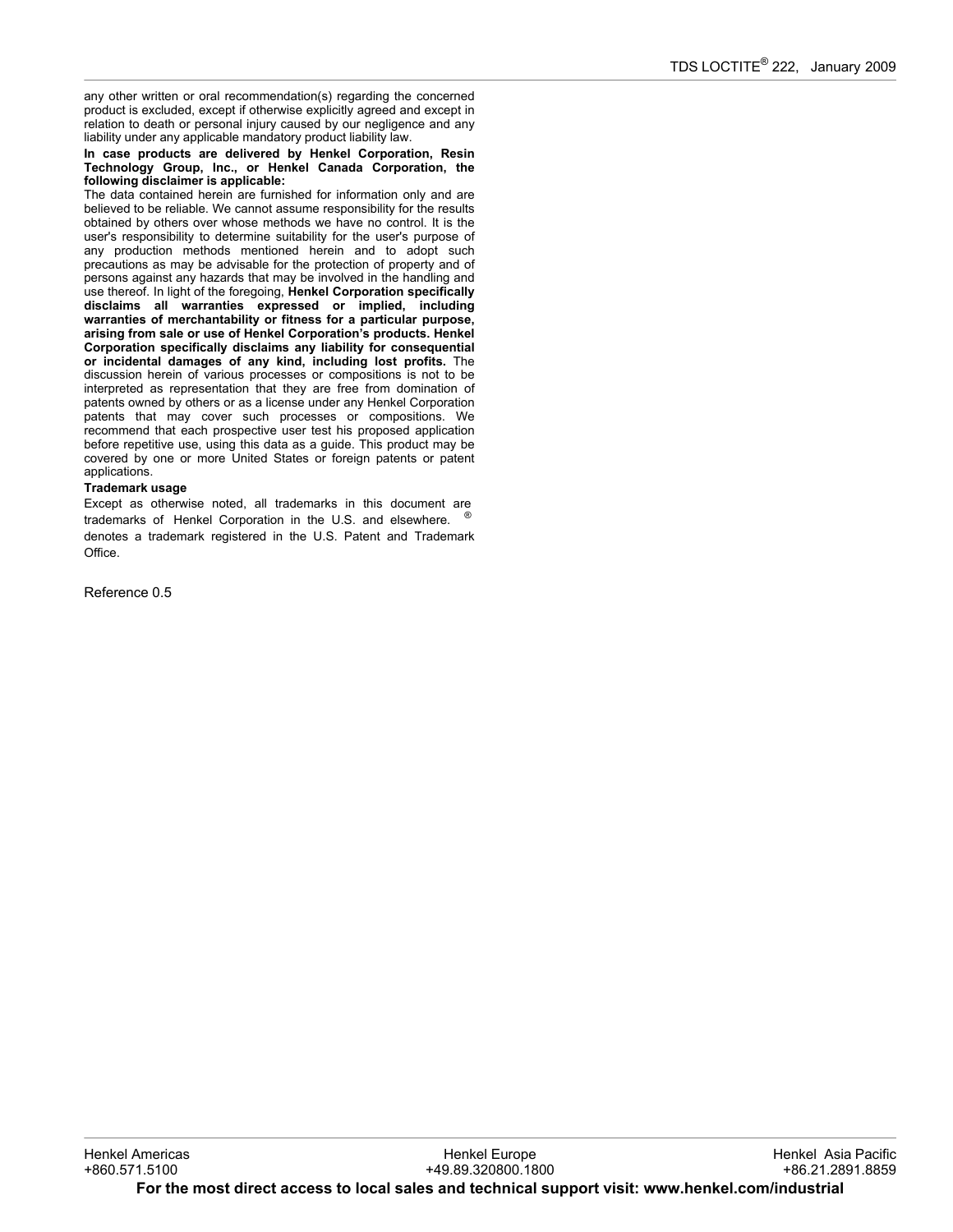any other written or oral recommendation(s) regarding the concerned product is excluded, except if otherwise explicitly agreed and except in relation to death or personal injury caused by our negligence and any liability under any applicable mandatory product liability law.

**In case products are delivered by Henkel Corporation, Resin Technology Group, Inc., or Henkel Canada Corporation, the following disclaimer is applicable:**

The data contained herein are furnished for information only and are believed to be reliable. We cannot assume responsibility for the results obtained by others over whose methods we have no control. It is the user's responsibility to determine suitability for the user's purpose of any production methods mentioned herein and to adopt such precautions as may be advisable for the protection of property and of persons against any hazards that may be involved in the handling and use thereof. In light of the foregoing, **Henkel Corporation specifically disclaims all warranties expressed or implied, including warranties of merchantability or fitness for a particular purpose, arising from sale or use of Henkel Corporation's products. Henkel Corporation specifically disclaims any liability for consequential or incidental damages of any kind, including lost profits.** The discussion herein of various processes or compositions is not to be interpreted as representation that they are free from domination of patents owned by others or as a license under any Henkel Corporation patents that may cover such processes or compositions. We recommend that each prospective user test his proposed application before repetitive use, using this data as a guide. This product may be covered by one or more United States or foreign patents or patent applications.

**Trademark usage**

Except as otherwise noted, all trademarks in this document are trademarks of Henkel Corporation in the U.S. and elsewhere. ® denotes a trademark registered in the U.S. Patent and Trademark Office.

Reference 0.5

Henkel Americas
+860.571.5100

Henkel Europe
+49.89.320800.1800

Henkel Asia Pacific
+86.21.2891.8859

**For the most direct access to local sales and technical support visit: www.henkel.com/industrial**